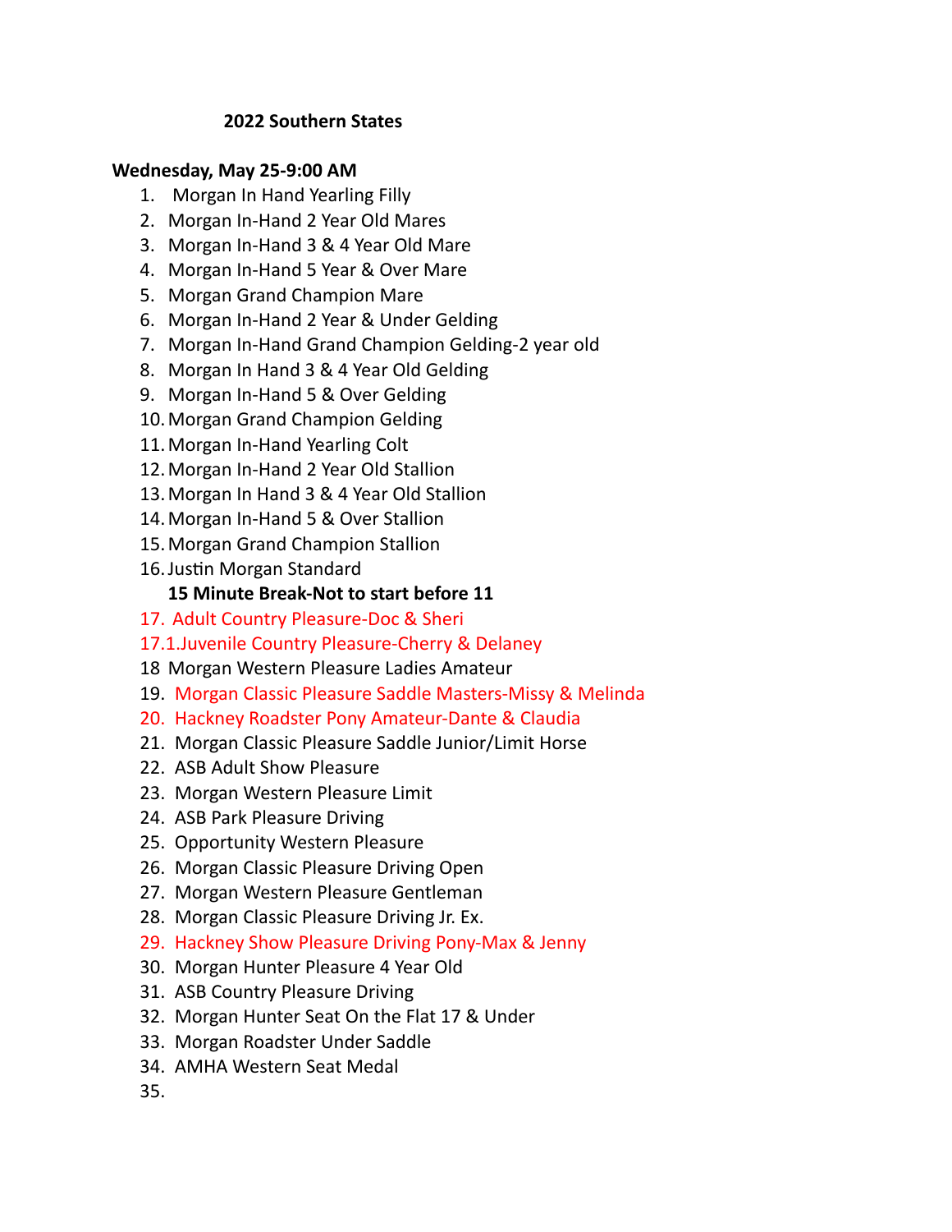**2022 Southern States**

**Wednesday, May 25-9:00 AM**

1. Morgan In Hand Yearling Filly
2. Morgan In-Hand 2 Year Old Mares
3. Morgan In-Hand 3 & 4 Year Old Mare
4. Morgan In-Hand 5 Year & Over Mare
5. Morgan Grand Champion Mare
6. Morgan In-Hand 2 Year & Under Gelding
7. Morgan In-Hand Grand Champion Gelding-2 year old
8. Morgan In Hand 3 & 4 Year Old Gelding
9. Morgan In-Hand 5 & Over Gelding
10. Morgan Grand Champion Gelding
11. Morgan In-Hand Yearling Colt
12. Morgan In-Hand 2 Year Old Stallion
13. Morgan In Hand 3 & 4 Year Old Stallion
14. Morgan In-Hand 5 & Over Stallion
15. Morgan Grand Champion Stallion
16. Justin Morgan Standard

**15 Minute Break-Not to start before 11**

17. Adult Country Pleasure-Doc & Sheri

17.1.Juvenile Country Pleasure-Cherry & Delaney

18 Morgan Western Pleasure Ladies Amateur

19. Morgan Classic Pleasure Saddle Masters-Missy & Melinda
20. Hackney Roadster Pony Amateur-Dante & Claudia
21. Morgan Classic Pleasure Saddle Junior/Limit Horse
22. ASB Adult Show Pleasure
23. Morgan Western Pleasure Limit
24. ASB Park Pleasure Driving
25. Opportunity Western Pleasure
26. Morgan Classic Pleasure Driving Open
27. Morgan Western Pleasure Gentleman
28. Morgan Classic Pleasure Driving Jr. Ex.
29. Hackney Show Pleasure Driving Pony-Max & Jenny
30. Morgan Hunter Pleasure 4 Year Old
31. ASB Country Pleasure Driving
32. Morgan Hunter Seat On the Flat 17 & Under
33. Morgan Roadster Under Saddle
34. AMHA Western Seat Medal
35.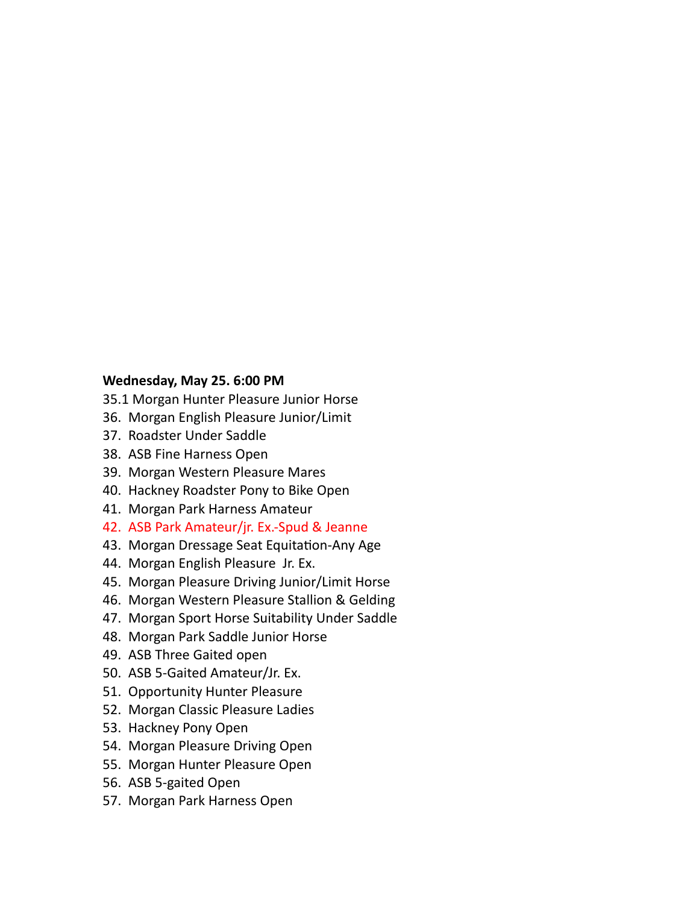**Wednesday, May 25. 6:00 PM**

35.1 Morgan Hunter Pleasure Junior Horse

36. Morgan English Pleasure Junior/Limit
37. Roadster Under Saddle
38. ASB Fine Harness Open
39. Morgan Western Pleasure Mares
40. Hackney Roadster Pony to Bike Open
41. Morgan Park Harness Amateur
42. ASB Park Amateur/jr. Ex.-Spud & Jeanne
43. Morgan Dressage Seat Equitation-Any Age
44. Morgan English Pleasure Jr. Ex.
45. Morgan Pleasure Driving Junior/Limit Horse
46. Morgan Western Pleasure Stallion & Gelding
47. Morgan Sport Horse Suitability Under Saddle
48. Morgan Park Saddle Junior Horse
49. ASB Three Gaited open
50. ASB 5-Gaited Amateur/Jr. Ex.
51. Opportunity Hunter Pleasure
52. Morgan Classic Pleasure Ladies
53. Hackney Pony Open
54. Morgan Pleasure Driving Open
55. Morgan Hunter Pleasure Open
56. ASB 5-gaited Open
57. Morgan Park Harness Open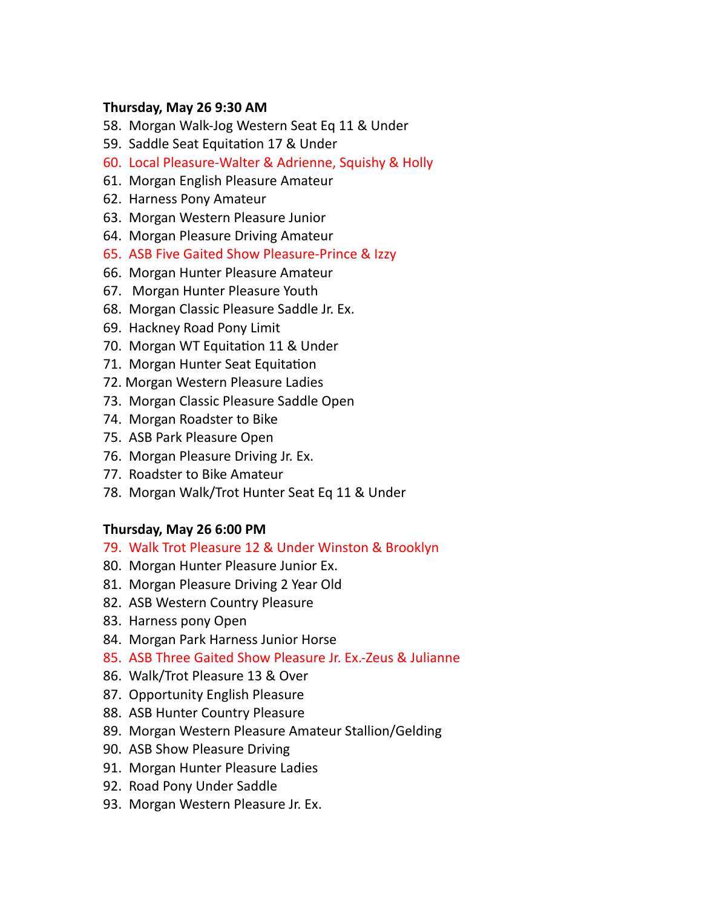**Thursday, May 26 9:30 AM**

58. Morgan Walk-Jog Western Seat Eq 11 & Under
59. Saddle Seat Equitation 17 & Under
60. Local Pleasure-Walter & Adrienne, Squishy & Holly
61. Morgan English Pleasure Amateur
62. Harness Pony Amateur
63. Morgan Western Pleasure Junior
64. Morgan Pleasure Driving Amateur
65. ASB Five Gaited Show Pleasure-Prince & Izzy
66. Morgan Hunter Pleasure Amateur
67. Morgan Hunter Pleasure Youth
68. Morgan Classic Pleasure Saddle Jr. Ex.
69. Hackney Road Pony Limit
70. Morgan WT Equitation 11 & Under
71. Morgan Hunter Seat Equitation
72. Morgan Western Pleasure Ladies
73. Morgan Classic Pleasure Saddle Open
74. Morgan Roadster to Bike
75. ASB Park Pleasure Open
76. Morgan Pleasure Driving Jr. Ex.
77. Roadster to Bike Amateur
78. Morgan Walk/Trot Hunter Seat Eq 11 & Under

**Thursday, May 26 6:00 PM**

79. Walk Trot Pleasure 12 & Under Winston & Brooklyn
80. Morgan Hunter Pleasure Junior Ex.
81. Morgan Pleasure Driving 2 Year Old
82. ASB Western Country Pleasure
83. Harness pony Open
84. Morgan Park Harness Junior Horse
85. ASB Three Gaited Show Pleasure Jr. Ex.-Zeus & Julianne
86. Walk/Trot Pleasure 13 & Over
87. Opportunity English Pleasure
88. ASB Hunter Country Pleasure
89. Morgan Western Pleasure Amateur Stallion/Gelding
90. ASB Show Pleasure Driving
91. Morgan Hunter Pleasure Ladies
92. Road Pony Under Saddle
93. Morgan Western Pleasure Jr. Ex.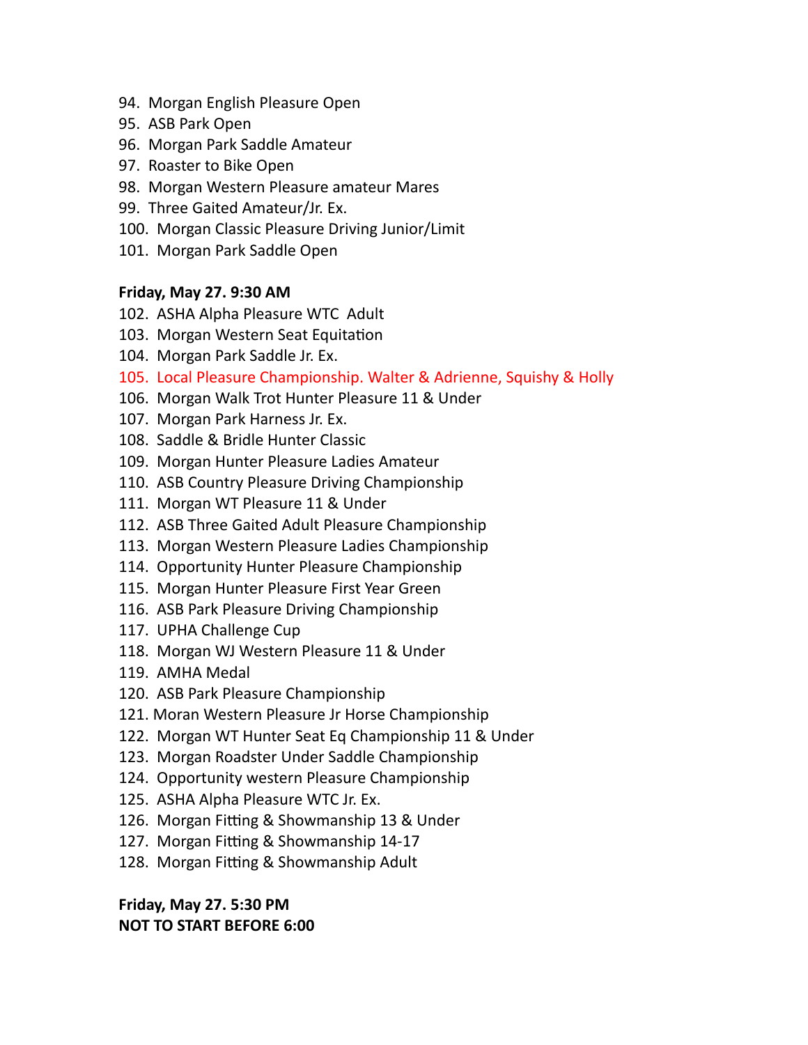94. Morgan English Pleasure Open
95. ASB Park Open
96. Morgan Park Saddle Amateur
97. Roaster to Bike Open
98. Morgan Western Pleasure amateur Mares
99. Three Gaited Amateur/Jr. Ex.
100. Morgan Classic Pleasure Driving Junior/Limit
101. Morgan Park Saddle Open

**Friday, May 27. 9:30 AM**

102. ASHA Alpha Pleasure WTC Adult
103. Morgan Western Seat Equitation
104. Morgan Park Saddle Jr. Ex.
105. Local Pleasure Championship. Walter & Adrienne, Squishy & Holly
106. Morgan Walk Trot Hunter Pleasure 11 & Under
107. Morgan Park Harness Jr. Ex.
108. Saddle & Bridle Hunter Classic
109. Morgan Hunter Pleasure Ladies Amateur
110. ASB Country Pleasure Driving Championship
111. Morgan WT Pleasure 11 & Under
112. ASB Three Gaited Adult Pleasure Championship
113. Morgan Western Pleasure Ladies Championship
114. Opportunity Hunter Pleasure Championship
115. Morgan Hunter Pleasure First Year Green
116. ASB Park Pleasure Driving Championship
117. UPHA Challenge Cup
118. Morgan WJ Western Pleasure 11 & Under
119. AMHA Medal
120. ASB Park Pleasure Championship
121. Moran Western Pleasure Jr Horse Championship
122. Morgan WT Hunter Seat Eq Championship 11 & Under
123. Morgan Roadster Under Saddle Championship
124. Opportunity western Pleasure Championship
125. ASHA Alpha Pleasure WTC Jr. Ex.
126. Morgan Fitting & Showmanship 13 & Under
127. Morgan Fitting & Showmanship 14-17
128. Morgan Fitting & Showmanship Adult

**Friday, May 27. 5:30 PM**
**NOT TO START BEFORE 6:00**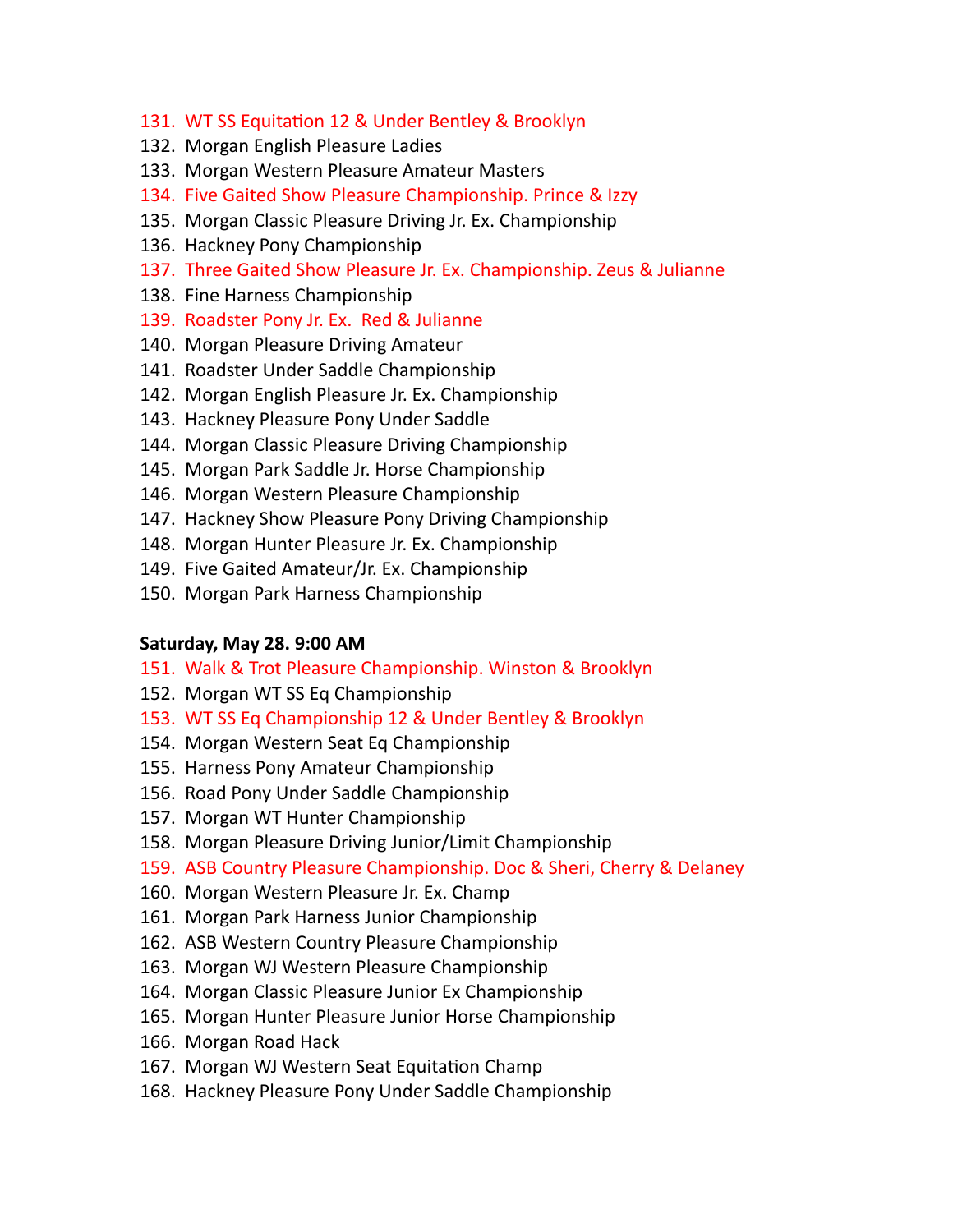131. WT SS Equitation 12 & Under Bentley & Brooklyn
132. Morgan English Pleasure Ladies
133. Morgan Western Pleasure Amateur Masters
134. Five Gaited Show Pleasure Championship. Prince & Izzy
135. Morgan Classic Pleasure Driving Jr. Ex. Championship
136. Hackney Pony Championship
137. Three Gaited Show Pleasure Jr. Ex. Championship. Zeus & Julianne
138. Fine Harness Championship
139. Roadster Pony Jr. Ex. Red & Julianne
140. Morgan Pleasure Driving Amateur
141. Roadster Under Saddle Championship
142. Morgan English Pleasure Jr. Ex. Championship
143. Hackney Pleasure Pony Under Saddle
144. Morgan Classic Pleasure Driving Championship
145. Morgan Park Saddle Jr. Horse Championship
146. Morgan Western Pleasure Championship
147. Hackney Show Pleasure Pony Driving Championship
148. Morgan Hunter Pleasure Jr. Ex. Championship
149. Five Gaited Amateur/Jr. Ex. Championship
150. Morgan Park Harness Championship

**Saturday, May 28. 9:00 AM**

151. Walk & Trot Pleasure Championship. Winston & Brooklyn
152. Morgan WT SS Eq Championship
153. WT SS Eq Championship 12 & Under Bentley & Brooklyn
154. Morgan Western Seat Eq Championship
155. Harness Pony Amateur Championship
156. Road Pony Under Saddle Championship
157. Morgan WT Hunter Championship
158. Morgan Pleasure Driving Junior/Limit Championship
159. ASB Country Pleasure Championship. Doc & Sheri, Cherry & Delaney
160. Morgan Western Pleasure Jr. Ex. Champ
161. Morgan Park Harness Junior Championship
162. ASB Western Country Pleasure Championship
163. Morgan WJ Western Pleasure Championship
164. Morgan Classic Pleasure Junior Ex Championship
165. Morgan Hunter Pleasure Junior Horse Championship
166. Morgan Road Hack
167. Morgan WJ Western Seat Equitation Champ
168. Hackney Pleasure Pony Under Saddle Championship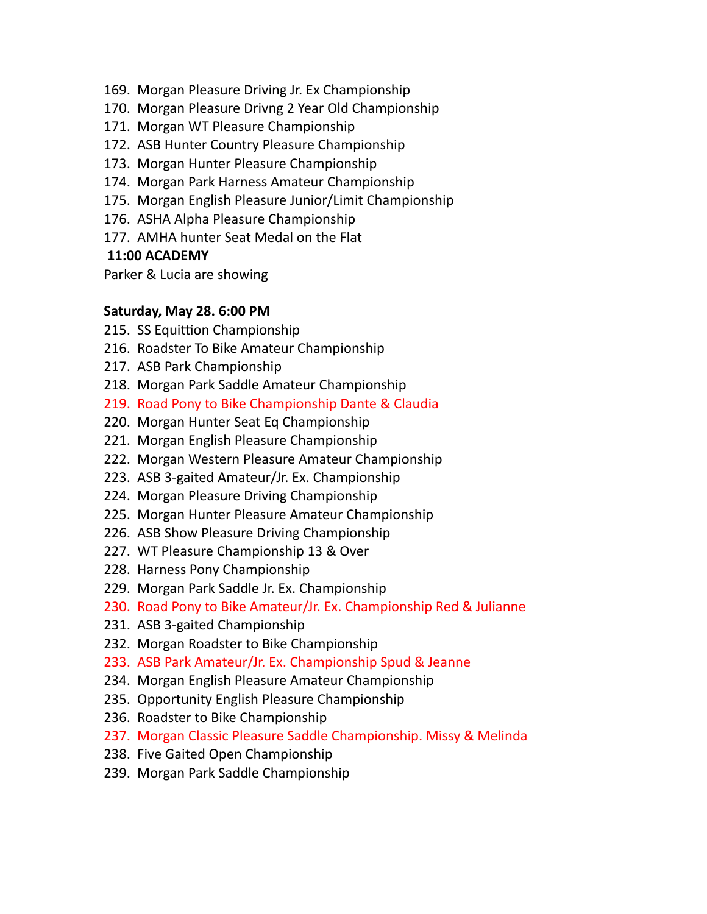169. Morgan Pleasure Driving Jr. Ex Championship
170. Morgan Pleasure Drivng 2 Year Old Championship
171. Morgan WT Pleasure Championship
172. ASB Hunter Country Pleasure Championship
173. Morgan Hunter Pleasure Championship
174. Morgan Park Harness Amateur Championship
175. Morgan English Pleasure Junior/Limit Championship
176. ASHA Alpha Pleasure Championship
177. AMHA hunter Seat Medal on the Flat

**11:00 ACADEMY**

Parker & Lucia are showing

**Saturday, May 28. 6:00 PM**

215. SS Equittion Championship
216. Roadster To Bike Amateur Championship
217. ASB Park Championship
218. Morgan Park Saddle Amateur Championship
219. Road Pony to Bike Championship Dante & Claudia
220. Morgan Hunter Seat Eq Championship
221. Morgan English Pleasure Championship
222. Morgan Western Pleasure Amateur Championship
223. ASB 3-gaited Amateur/Jr. Ex. Championship
224. Morgan Pleasure Driving Championship
225. Morgan Hunter Pleasure Amateur Championship
226. ASB Show Pleasure Driving Championship
227. WT Pleasure Championship 13 & Over
228. Harness Pony Championship
229. Morgan Park Saddle Jr. Ex. Championship
230. Road Pony to Bike Amateur/Jr. Ex. Championship Red & Julianne
231. ASB 3-gaited Championship
232. Morgan Roadster to Bike Championship
233. ASB Park Amateur/Jr. Ex. Championship Spud & Jeanne
234. Morgan English Pleasure Amateur Championship
235. Opportunity English Pleasure Championship
236. Roadster to Bike Championship
237. Morgan Classic Pleasure Saddle Championship. Missy & Melinda
238. Five Gaited Open Championship
239. Morgan Park Saddle Championship